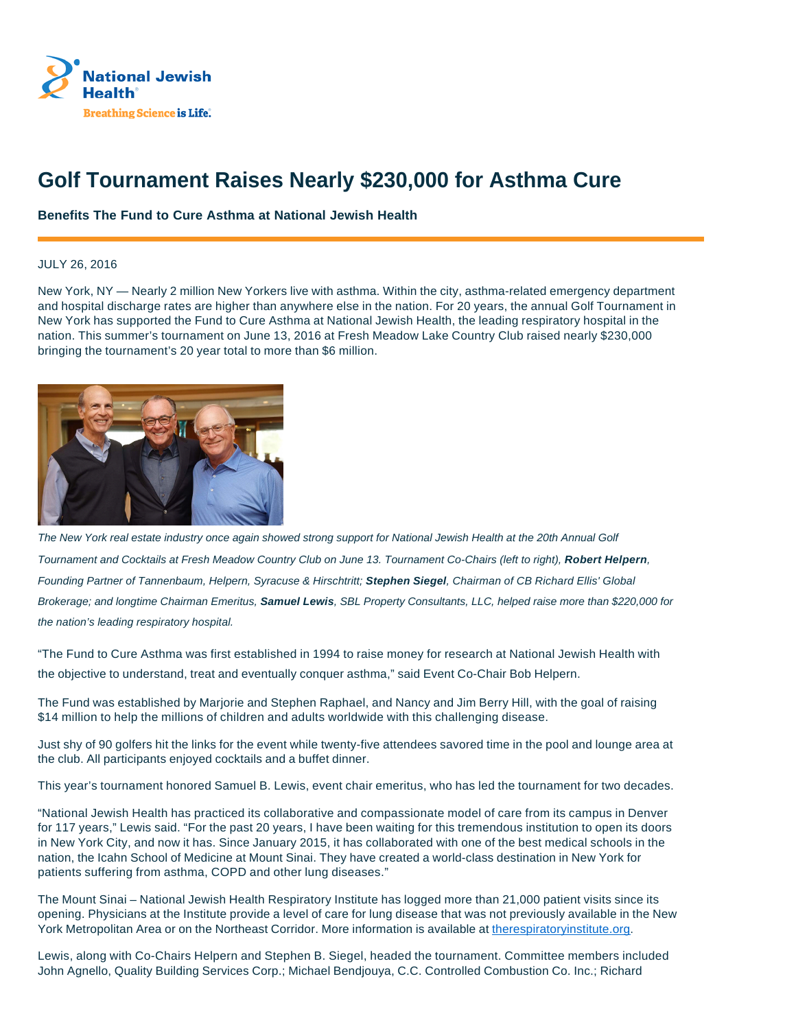# Golf Tournament Raises Nearly $230,000 for Asthma Cure

**Benefits The Fund to Cure Asthma at National Jewish Health**

JULY 26, 2016

New York, NY — Nearly 2 million New Yorkers live with asthma. Within the city, asthma-related emergency department and hospital discharge rates are higher than anywhere else in the nation. For 20 years, the annual Golf Tournament in New York has supported the Fund to Cure Asthma at National Jewish Health, the leading respiratory hospital in the nation. This summer's tournament on June 13, 2016 at Fresh Meadow Lake Country Club raised nearly $230,000 bringing the tournament's 20 year total to more than $6 million.

*The New York real estate industry once again showed strong support for National Jewish Health at the 20th Annual Golf Tournament and Cocktails at Fresh Meadow Country Club on June 13. Tournament Co-Chairs (left to right), **Robert Helpern**, Founding Partner of Tannenbaum, Helpern, Syracuse & Hirschtritt; **Stephen Siegel**, Chairman of CB Richard Ellis' Global Brokerage; and longtime Chairman Emeritus, **Samuel Lewis**, SBL Property Consultants, LLC, helped raise more than $220,000 for the nation's leading respiratory hospital.*

"The Fund to Cure Asthma was first established in 1994 to raise money for research at National Jewish Health with the objective to understand, treat and eventually conquer asthma," said Event Co-Chair Bob Helpern.

The Fund was established by Marjorie and Stephen Raphael, and Nancy and Jim Berry Hill, with the goal of raising $14 million to help the millions of children and adults worldwide with this challenging disease.

Just shy of 90 golfers hit the links for the event while twenty-five attendees savored time in the pool and lounge area at the club. All participants enjoyed cocktails and a buffet dinner.

This year's tournament honored Samuel B. Lewis, event chair emeritus, who has led the tournament for two decades.

"National Jewish Health has practiced its collaborative and compassionate model of care from its campus in Denver for 117 years," Lewis said. "For the past 20 years, I have been waiting for this tremendous institution to open its doors in New York City, and now it has. Since January 2015, it has collaborated with one of the best medical schools in the nation, the Icahn School of Medicine at Mount Sinai. They have created a world-class destination in New York for patients suffering from asthma, COPD and other lung diseases."

The Mount Sinai – National Jewish Health Respiratory Institute has logged more than 21,000 patient visits since its opening. Physicians at the Institute provide a level of care for lung disease that was not previously available in the New York Metropolitan Area or on the Northeast Corridor. More information is available at [therespiratoryinstitute.org](therespiratoryinstitute.org).

Lewis, along with Co-Chairs Helpern and Stephen B. Siegel, headed the tournament. Committee members included John Agnello, Quality Building Services Corp.; Michael Bendjouya, C.C. Controlled Combustion Co. Inc.; Richard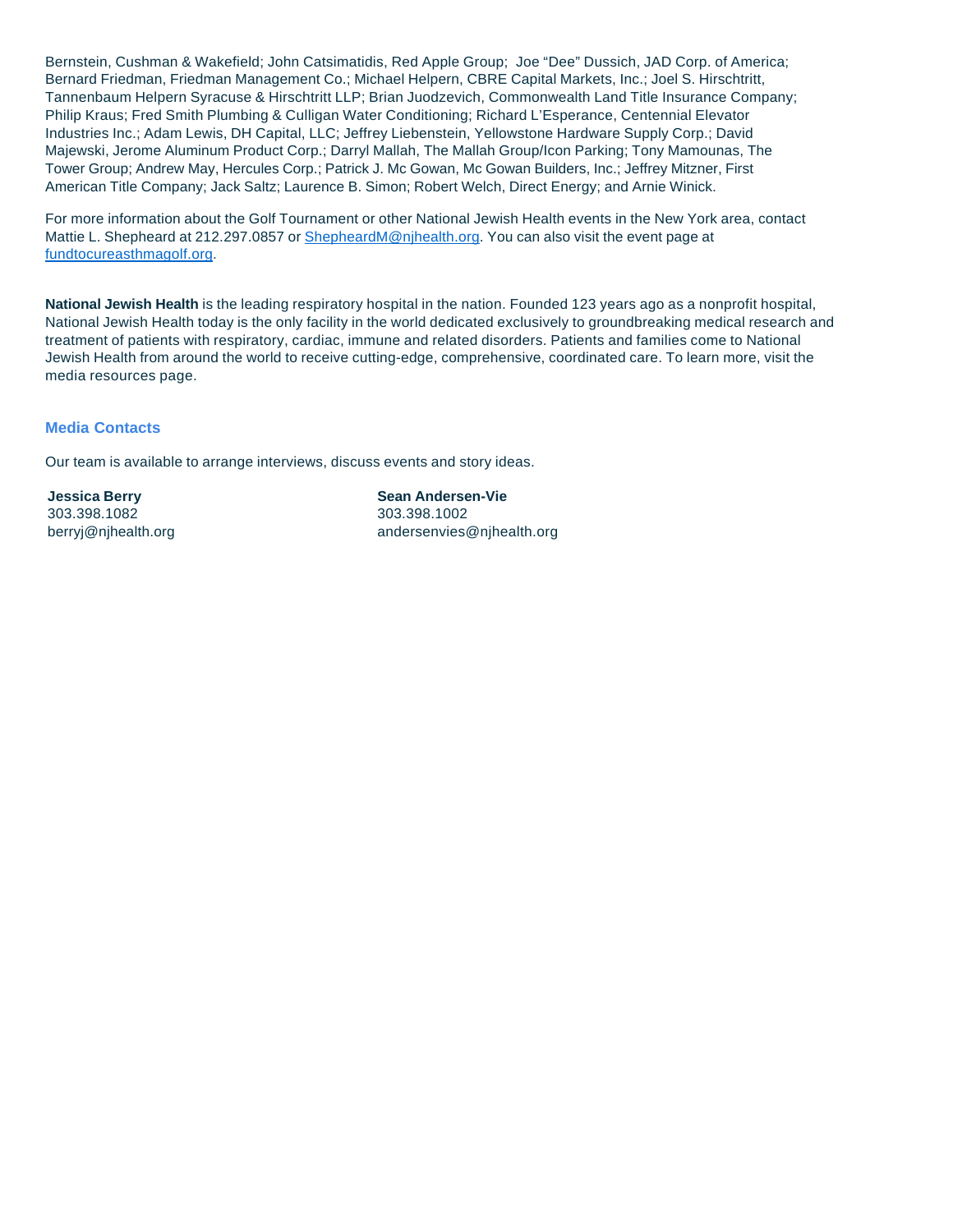Bernstein, Cushman & Wakefield; John Catsimatidis, Red Apple Group; Joe "Dee" Dussich, JAD Corp. of America; Bernard Friedman, Friedman Management Co.; Michael Helpern, CBRE Capital Markets, Inc.; Joel S. Hirschtritt, Tannenbaum Helpern Syracuse & Hirschtritt LLP; Brian Juodzevich, Commonwealth Land Title Insurance Company; Philip Kraus; Fred Smith Plumbing & Culligan Water Conditioning; Richard L'Esperance, Centennial Elevator Industries Inc.; Adam Lewis, DH Capital, LLC; Jeffrey Liebenstein, Yellowstone Hardware Supply Corp.; David Majewski, Jerome Aluminum Product Corp.; Darryl Mallah, The Mallah Group/Icon Parking; Tony Mamounas, The Tower Group; Andrew May, Hercules Corp.; Patrick J. Mc Gowan, Mc Gowan Builders, Inc.; Jeffrey Mitzner, First American Title Company; Jack Saltz; Laurence B. Simon; Robert Welch, Direct Energy; and Arnie Winick.

For more information about the Golf Tournament or other National Jewish Health events in the New York area, contact Mattie L. Shepheard at 212.297.0857 or ShepheardM@njhealth.org. You can also visit the event page at fundtocureasthmagolf.org.

**National Jewish Health** is the leading respiratory hospital in the nation. Founded 123 years ago as a nonprofit hospital, National Jewish Health today is the only facility in the world dedicated exclusively to groundbreaking medical research and treatment of patients with respiratory, cardiac, immune and related disorders. Patients and families come to National Jewish Health from around the world to receive cutting-edge, comprehensive, coordinated care. To learn more, visit the media resources page.

## Media Contacts

Our team is available to arrange interviews, discuss events and story ideas.

**Jessica Berry**
303.398.1082
berryj@njhealth.org

**Sean Andersen-Vie**
303.398.1002
andersenvies@njhealth.org